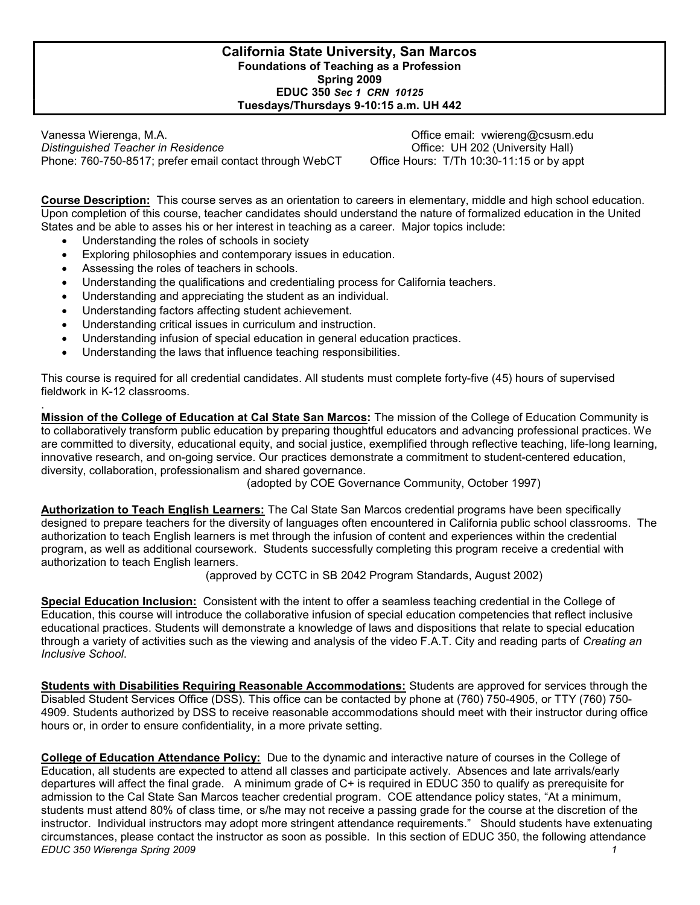# California State University, San Marcos

**Foundations of Teaching as a Profession**
**Spring 2009**
**EDUC 350** ***Sec 1 CRN 10125***
**Tuesdays/Thursdays 9-10:15 a.m. UH 442**

Vanessa Wierenga, M.A.
*Distinguished Teacher in Residence*
Phone: 760-750-8517; prefer email contact through WebCT

Office email: vwiereng@csusm.edu
Office: UH 202 (University Hall)
Office Hours: T/Th 10:30-11:15 or by appt

**Course Description:** This course serves as an orientation to careers in elementary, middle and high school education. Upon completion of this course, teacher candidates should understand the nature of formalized education in the United States and be able to asses his or her interest in teaching as a career. Major topics include:

- Understanding the roles of schools in society
- Exploring philosophies and contemporary issues in education.
- Assessing the roles of teachers in schools.
- Understanding the qualifications and credentialing process for California teachers.
- Understanding and appreciating the student as an individual.
- Understanding factors affecting student achievement.
- Understanding critical issues in curriculum and instruction.
- Understanding infusion of special education in general education practices.
- Understanding the laws that influence teaching responsibilities.

This course is required for all credential candidates. All students must complete forty-five (45) hours of supervised fieldwork in K-12 classrooms.

.

**Mission of the College of Education at Cal State San Marcos:** The mission of the College of Education Community is to collaboratively transform public education by preparing thoughtful educators and advancing professional practices. We are committed to diversity, educational equity, and social justice, exemplified through reflective teaching, life-long learning, innovative research, and on-going service. Our practices demonstrate a commitment to student-centered education, diversity, collaboration, professionalism and shared governance.

(adopted by COE Governance Community, October 1997)

**Authorization to Teach English Learners:** The Cal State San Marcos credential programs have been specifically designed to prepare teachers for the diversity of languages often encountered in California public school classrooms. The authorization to teach English learners is met through the infusion of content and experiences within the credential program, as well as additional coursework. Students successfully completing this program receive a credential with authorization to teach English learners.

(approved by CCTC in SB 2042 Program Standards, August 2002)

**Special Education Inclusion:** Consistent with the intent to offer a seamless teaching credential in the College of Education, this course will introduce the collaborative infusion of special education competencies that reflect inclusive educational practices. Students will demonstrate a knowledge of laws and dispositions that relate to special education through a variety of activities such as the viewing and analysis of the video F.A.T. City and reading parts of *Creating an Inclusive School*.

**Students with Disabilities Requiring Reasonable Accommodations:** Students are approved for services through the Disabled Student Services Office (DSS). This office can be contacted by phone at (760) 750-4905, or TTY (760) 750-4909. Students authorized by DSS to receive reasonable accommodations should meet with their instructor during office hours or, in order to ensure confidentiality, in a more private setting.

**College of Education Attendance Policy:** Due to the dynamic and interactive nature of courses in the College of Education, all students are expected to attend all classes and participate actively. Absences and late arrivals/early departures will affect the final grade. A minimum grade of C+ is required in EDUC 350 to qualify as prerequisite for admission to the Cal State San Marcos teacher credential program. COE attendance policy states, "At a minimum, students must attend 80% of class time, or s/he may not receive a passing grade for the course at the discretion of the instructor. Individual instructors may adopt more stringent attendance requirements." Should students have extenuating circumstances, please contact the instructor as soon as possible. In this section of EDUC 350, the following attendance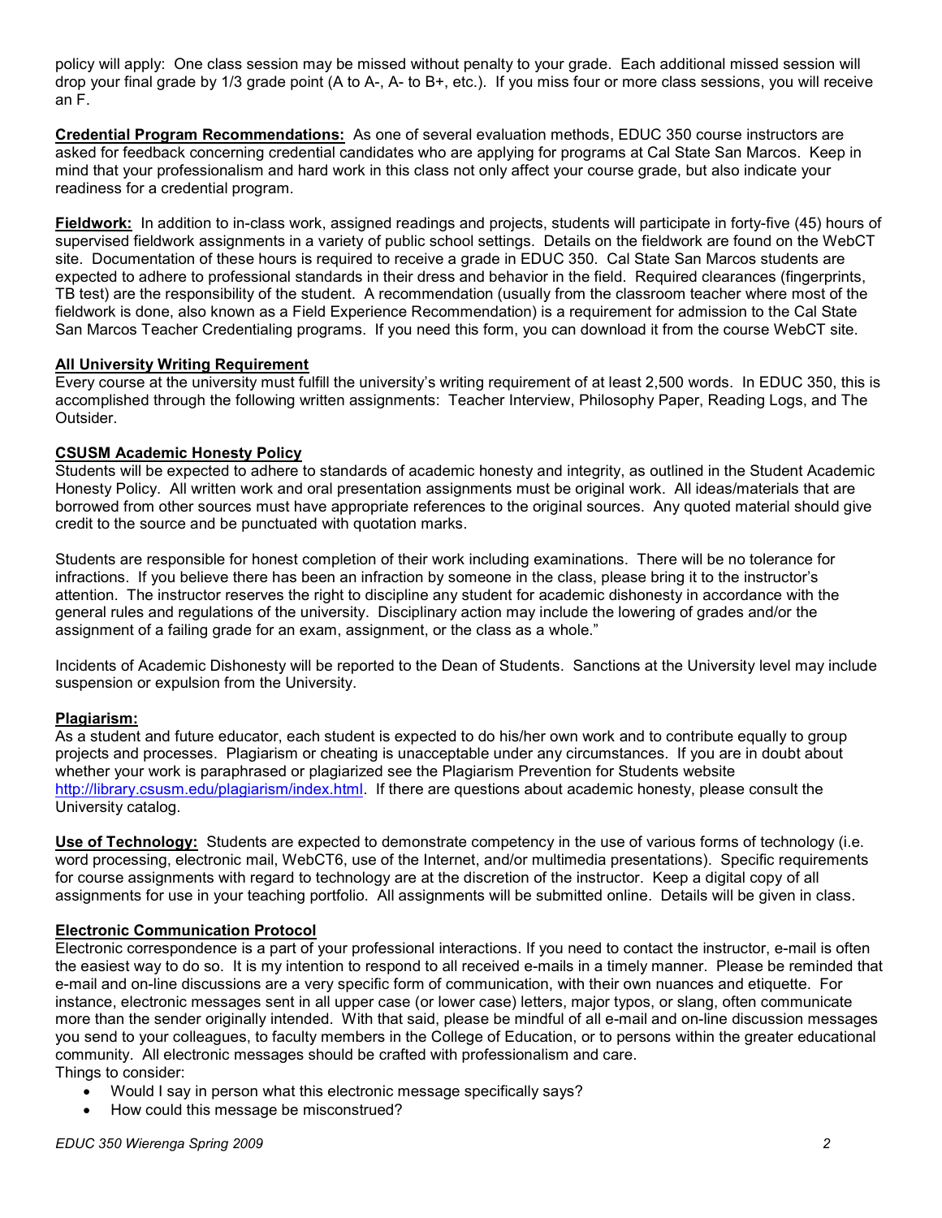policy will apply: One class session may be missed without penalty to your grade. Each additional missed session will drop your final grade by 1/3 grade point (A to A-, A- to B+, etc.). If you miss four or more class sessions, you will receive an F.

**Credential Program Recommendations:** As one of several evaluation methods, EDUC 350 course instructors are asked for feedback concerning credential candidates who are applying for programs at Cal State San Marcos. Keep in mind that your professionalism and hard work in this class not only affect your course grade, but also indicate your readiness for a credential program.

**Fieldwork:** In addition to in-class work, assigned readings and projects, students will participate in forty-five (45) hours of supervised fieldwork assignments in a variety of public school settings. Details on the fieldwork are found on the WebCT site. Documentation of these hours is required to receive a grade in EDUC 350. Cal State San Marcos students are expected to adhere to professional standards in their dress and behavior in the field. Required clearances (fingerprints, TB test) are the responsibility of the student. A recommendation (usually from the classroom teacher where most of the fieldwork is done, also known as a Field Experience Recommendation) is a requirement for admission to the Cal State San Marcos Teacher Credentialing programs. If you need this form, you can download it from the course WebCT site.

**All University Writing Requirement**

Every course at the university must fulfill the university's writing requirement of at least 2,500 words. In EDUC 350, this is accomplished through the following written assignments: Teacher Interview, Philosophy Paper, Reading Logs, and The Outsider.

**CSUSM Academic Honesty Policy**

Students will be expected to adhere to standards of academic honesty and integrity, as outlined in the Student Academic Honesty Policy. All written work and oral presentation assignments must be original work. All ideas/materials that are borrowed from other sources must have appropriate references to the original sources. Any quoted material should give credit to the source and be punctuated with quotation marks.

Students are responsible for honest completion of their work including examinations. There will be no tolerance for infractions. If you believe there has been an infraction by someone in the class, please bring it to the instructor's attention. The instructor reserves the right to discipline any student for academic dishonesty in accordance with the general rules and regulations of the university. Disciplinary action may include the lowering of grades and/or the assignment of a failing grade for an exam, assignment, or the class as a whole."

Incidents of Academic Dishonesty will be reported to the Dean of Students. Sanctions at the University level may include suspension or expulsion from the University.

**Plagiarism:**

As a student and future educator, each student is expected to do his/her own work and to contribute equally to group projects and processes. Plagiarism or cheating is unacceptable under any circumstances. If you are in doubt about whether your work is paraphrased or plagiarized see the Plagiarism Prevention for Students website http://library.csusm.edu/plagiarism/index.html. If there are questions about academic honesty, please consult the University catalog.

**Use of Technology:** Students are expected to demonstrate competency in the use of various forms of technology (i.e. word processing, electronic mail, WebCT6, use of the Internet, and/or multimedia presentations). Specific requirements for course assignments with regard to technology are at the discretion of the instructor. Keep a digital copy of all assignments for use in your teaching portfolio. All assignments will be submitted online. Details will be given in class.

**Electronic Communication Protocol**

Electronic correspondence is a part of your professional interactions. If you need to contact the instructor, e-mail is often the easiest way to do so. It is my intention to respond to all received e-mails in a timely manner. Please be reminded that e-mail and on-line discussions are a very specific form of communication, with their own nuances and etiquette. For instance, electronic messages sent in all upper case (or lower case) letters, major typos, or slang, often communicate more than the sender originally intended. With that said, please be mindful of all e-mail and on-line discussion messages you send to your colleagues, to faculty members in the College of Education, or to persons within the greater educational community. All electronic messages should be crafted with professionalism and care.

Things to consider:

- Would I say in person what this electronic message specifically says?
- How could this message be misconstrued?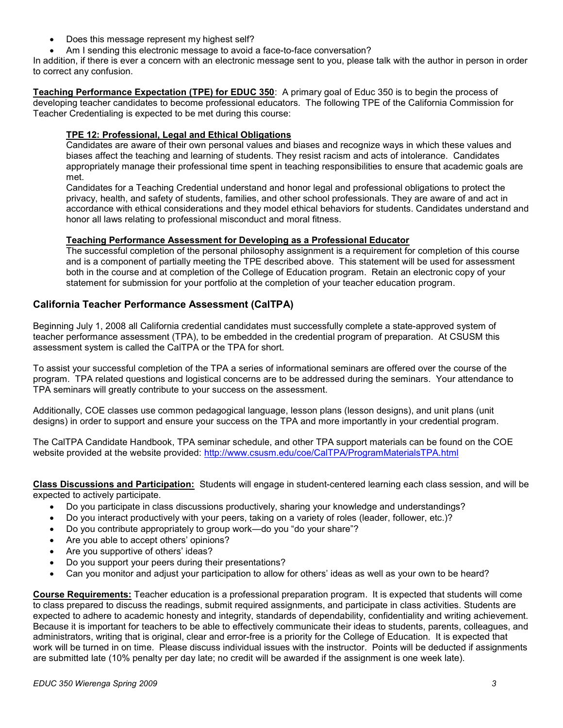- Does this message represent my highest self?
- Am I sending this electronic message to avoid a face-to-face conversation?

In addition, if there is ever a concern with an electronic message sent to you, please talk with the author in person in order to correct any confusion.

**Teaching Performance Expectation (TPE) for EDUC 350**: A primary goal of Educ 350 is to begin the process of developing teacher candidates to become professional educators. The following TPE of the California Commission for Teacher Credentialing is expected to be met during this course:

> **TPE 12: Professional, Legal and Ethical Obligations**
>
> Candidates are aware of their own personal values and biases and recognize ways in which these values and biases affect the teaching and learning of students. They resist racism and acts of intolerance. Candidates appropriately manage their professional time spent in teaching responsibilities to ensure that academic goals are met.
>
> Candidates for a Teaching Credential understand and honor legal and professional obligations to protect the privacy, health, and safety of students, families, and other school professionals. They are aware of and act in accordance with ethical considerations and they model ethical behaviors for students. Candidates understand and honor all laws relating to professional misconduct and moral fitness.
>
> **Teaching Performance Assessment for Developing as a Professional Educator**
>
> The successful completion of the personal philosophy assignment is a requirement for completion of this course and is a component of partially meeting the TPE described above. This statement will be used for assessment both in the course and at completion of the College of Education program. Retain an electronic copy of your statement for submission for your portfolio at the completion of your teacher education program.

## California Teacher Performance Assessment (CalTPA)

Beginning July 1, 2008 all California credential candidates must successfully complete a state-approved system of teacher performance assessment (TPA), to be embedded in the credential program of preparation. At CSUSM this assessment system is called the CalTPA or the TPA for short.

To assist your successful completion of the TPA a series of informational seminars are offered over the course of the program. TPA related questions and logistical concerns are to be addressed during the seminars. Your attendance to TPA seminars will greatly contribute to your success on the assessment.

Additionally, COE classes use common pedagogical language, lesson plans (lesson designs), and unit plans (unit designs) in order to support and ensure your success on the TPA and more importantly in your credential program.

The CalTPA Candidate Handbook, TPA seminar schedule, and other TPA support materials can be found on the COE website provided at the website provided: http://www.csusm.edu/coe/CalTPA/ProgramMaterialsTPA.html

**Class Discussions and Participation:** Students will engage in student-centered learning each class session, and will be expected to actively participate.

- Do you participate in class discussions productively, sharing your knowledge and understandings?
- Do you interact productively with your peers, taking on a variety of roles (leader, follower, etc.)?
- Do you contribute appropriately to group work—do you "do your share"?
- Are you able to accept others' opinions?
- Are you supportive of others' ideas?
- Do you support your peers during their presentations?
- Can you monitor and adjust your participation to allow for others' ideas as well as your own to be heard?

**Course Requirements:** Teacher education is a professional preparation program. It is expected that students will come to class prepared to discuss the readings, submit required assignments, and participate in class activities. Students are expected to adhere to academic honesty and integrity, standards of dependability, confidentiality and writing achievement. Because it is important for teachers to be able to effectively communicate their ideas to students, parents, colleagues, and administrators, writing that is original, clear and error-free is a priority for the College of Education. It is expected that work will be turned in on time. Please discuss individual issues with the instructor. Points will be deducted if assignments are submitted late (10% penalty per day late; no credit will be awarded if the assignment is one week late).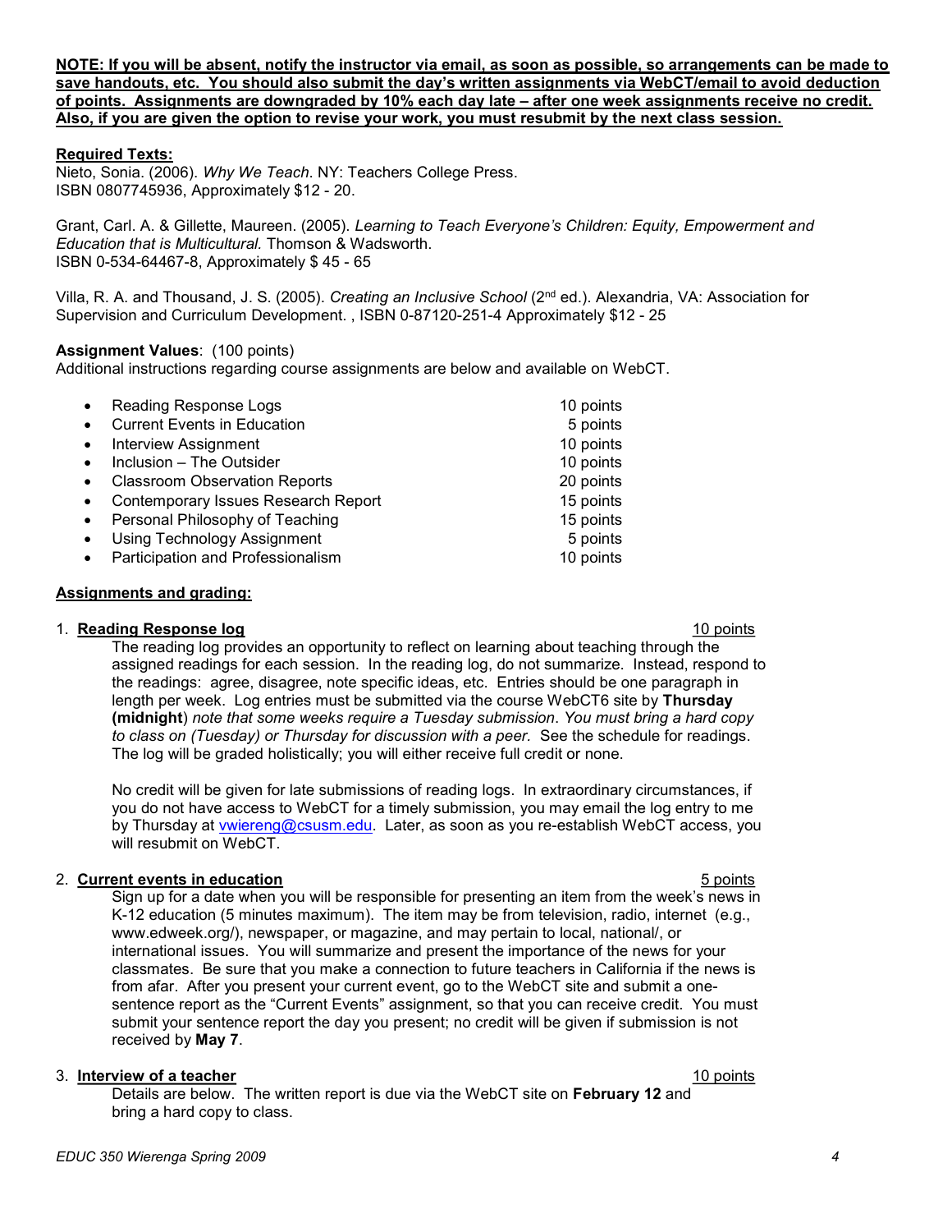**NOTE: If you will be absent, notify the instructor via email, as soon as possible, so arrangements can be made to save handouts, etc. You should also submit the day's written assignments via WebCT/email to avoid deduction of points. Assignments are downgraded by 10% each day late – after one week assignments receive no credit. Also, if you are given the option to revise your work, you must resubmit by the next class session.**

**Required Texts:**

Nieto, Sonia. (2006). *Why We Teach*. NY: Teachers College Press.
ISBN 0807745936, Approximately $12 - 20.

Grant, Carl. A. & Gillette, Maureen. (2005). *Learning to Teach Everyone's Children: Equity, Empowerment and Education that is Multicultural.* Thomson & Wadsworth.
ISBN 0-534-64467-8, Approximately $ 45 - 65

Villa, R. A. and Thousand, J. S. (2005). *Creating an Inclusive School* (2nd ed.). Alexandria, VA: Association for Supervision and Curriculum Development. , ISBN 0-87120-251-4 Approximately $12 - 25

**Assignment Values**: (100 points)
Additional instructions regarding course assignments are below and available on WebCT.

- Reading Response Logs — 10 points
- Current Events in Education — 5 points
- Interview Assignment — 10 points
- Inclusion – The Outsider — 10 points
- Classroom Observation Reports — 20 points
- Contemporary Issues Research Report — 15 points
- Personal Philosophy of Teaching — 15 points
- Using Technology Assignment — 5 points
- Participation and Professionalism — 10 points

**Assignments and grading:**

1. **Reading Response log** — 10 points

   The reading log provides an opportunity to reflect on learning about teaching through the assigned readings for each session. In the reading log, do not summarize. Instead, respond to the readings: agree, disagree, note specific ideas, etc. Entries should be one paragraph in length per week. Log entries must be submitted via the course WebCT6 site by **Thursday (midnight**) *note that some weeks require a Tuesday submission*. *You must bring a hard copy to class on (Tuesday) or Thursday for discussion with a peer.* See the schedule for readings. The log will be graded holistically; you will either receive full credit or none.

   No credit will be given for late submissions of reading logs. In extraordinary circumstances, if you do not have access to WebCT for a timely submission, you may email the log entry to me by Thursday at vwiereng@csusm.edu. Later, as soon as you re-establish WebCT access, you will resubmit on WebCT.

2. **Current events in education** — 5 points

   Sign up for a date when you will be responsible for presenting an item from the week's news in K-12 education (5 minutes maximum). The item may be from television, radio, internet (e.g., www.edweek.org/), newspaper, or magazine, and may pertain to local, national/, or international issues. You will summarize and present the importance of the news for your classmates. Be sure that you make a connection to future teachers in California if the news is from afar. After you present your current event, go to the WebCT site and submit a one-sentence report as the "Current Events" assignment, so that you can receive credit. You must submit your sentence report the day you present; no credit will be given if submission is not received by **May 7**.

3. **Interview of a teacher** — 10 points

   Details are below. The written report is due via the WebCT site on **February 12** and bring a hard copy to class.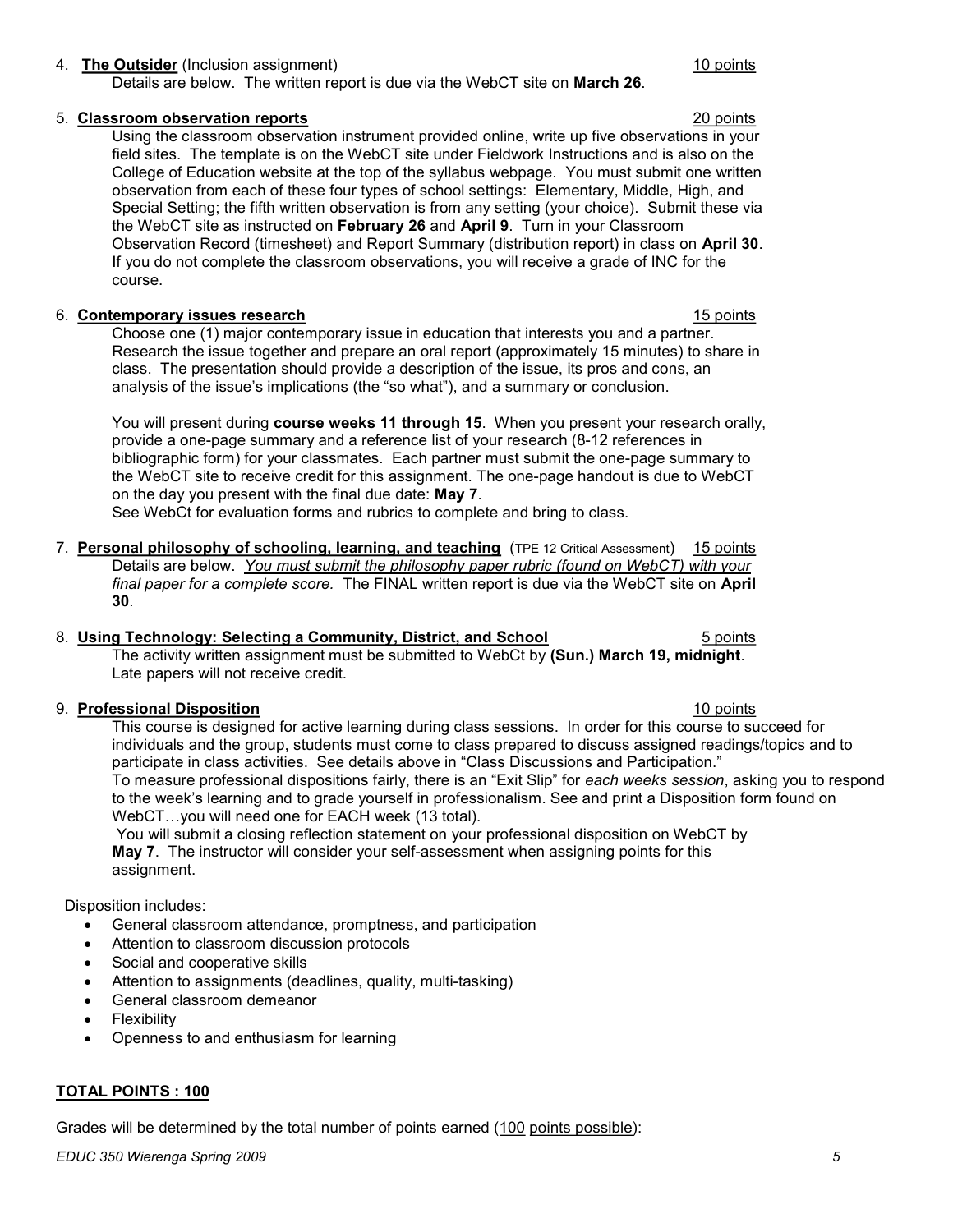4. **The Outsider** (Inclusion assignment) 10 points

   Details are below. The written report is due via the WebCT site on **March 26**.

5. **Classroom observation reports** 20 points

   Using the classroom observation instrument provided online, write up five observations in your field sites. The template is on the WebCT site under Fieldwork Instructions and is also on the College of Education website at the top of the syllabus webpage. You must submit one written observation from each of these four types of school settings: Elementary, Middle, High, and Special Setting; the fifth written observation is from any setting (your choice). Submit these via the WebCT site as instructed on **February 26** and **April 9**. Turn in your Classroom Observation Record (timesheet) and Report Summary (distribution report) in class on **April 30**. If you do not complete the classroom observations, you will receive a grade of INC for the course.

6. **Contemporary issues research** 15 points

   Choose one (1) major contemporary issue in education that interests you and a partner. Research the issue together and prepare an oral report (approximately 15 minutes) to share in class. The presentation should provide a description of the issue, its pros and cons, an analysis of the issue's implications (the "so what"), and a summary or conclusion.

   You will present during **course weeks 11 through 15**. When you present your research orally, provide a one-page summary and a reference list of your research (8-12 references in bibliographic form) for your classmates. Each partner must submit the one-page summary to the WebCT site to receive credit for this assignment. The one-page handout is due to WebCT on the day you present with the final due date: **May 7**.
   See WebCt for evaluation forms and rubrics to complete and bring to class.

7. **Personal philosophy of schooling, learning, and teaching** (TPE 12 Critical Assessment) 15 points

   Details are below. *You must submit the philosophy paper rubric (found on WebCT) with your final paper for a complete score.* The FINAL written report is due via the WebCT site on **April 30**.

8. **Using Technology: Selecting a Community, District, and School** 5 points

   The activity written assignment must be submitted to WebCt by **(Sun.) March 19, midnight**. Late papers will not receive credit.

9. **Professional Disposition** 10 points

   This course is designed for active learning during class sessions. In order for this course to succeed for individuals and the group, students must come to class prepared to discuss assigned readings/topics and to participate in class activities. See details above in "Class Discussions and Participation."
   To measure professional dispositions fairly, there is an "Exit Slip" for *each weeks session*, asking you to respond to the week's learning and to grade yourself in professionalism. See and print a Disposition form found on WebCT…you will need one for EACH week (13 total).
   You will submit a closing reflection statement on your professional disposition on WebCT by **May 7**. The instructor will consider your self-assessment when assigning points for this assignment.

Disposition includes:

- General classroom attendance, promptness, and participation
- Attention to classroom discussion protocols
- Social and cooperative skills
- Attention to assignments (deadlines, quality, multi-tasking)
- General classroom demeanor
- Flexibility
- Openness to and enthusiasm for learning

**TOTAL POINTS : 100**

Grades will be determined by the total number of points earned (100 points possible):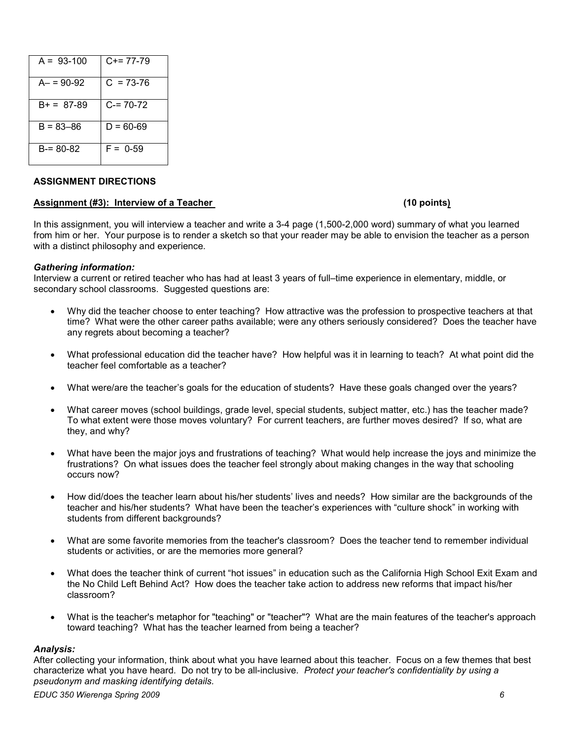| A = 93-100 | C+= 77-79 |
|---|---|
| A– = 90-92 | C = 73-76 |
| B+ = 87-89 | C-= 70-72 |
| B = 83–86 | D = 60-69 |
| B-= 80-82 | F = 0-59 |

**ASSIGNMENT DIRECTIONS**

**Assignment (#3): Interview of a Teacher (10 points)**

In this assignment, you will interview a teacher and write a 3-4 page (1,500-2,000 word) summary of what you learned from him or her. Your purpose is to render a sketch so that your reader may be able to envision the teacher as a person with a distinct philosophy and experience.

***Gathering information:***
Interview a current or retired teacher who has had at least 3 years of full–time experience in elementary, middle, or secondary school classrooms. Suggested questions are:

- Why did the teacher choose to enter teaching? How attractive was the profession to prospective teachers at that time? What were the other career paths available; were any others seriously considered? Does the teacher have any regrets about becoming a teacher?
- What professional education did the teacher have? How helpful was it in learning to teach? At what point did the teacher feel comfortable as a teacher?
- What were/are the teacher's goals for the education of students? Have these goals changed over the years?
- What career moves (school buildings, grade level, special students, subject matter, etc.) has the teacher made? To what extent were those moves voluntary? For current teachers, are further moves desired? If so, what are they, and why?
- What have been the major joys and frustrations of teaching? What would help increase the joys and minimize the frustrations? On what issues does the teacher feel strongly about making changes in the way that schooling occurs now?
- How did/does the teacher learn about his/her students' lives and needs? How similar are the backgrounds of the teacher and his/her students? What have been the teacher's experiences with "culture shock" in working with students from different backgrounds?
- What are some favorite memories from the teacher's classroom? Does the teacher tend to remember individual students or activities, or are the memories more general?
- What does the teacher think of current "hot issues" in education such as the California High School Exit Exam and the No Child Left Behind Act? How does the teacher take action to address new reforms that impact his/her classroom?
- What is the teacher's metaphor for "teaching" or "teacher"? What are the main features of the teacher's approach toward teaching? What has the teacher learned from being a teacher?

***Analysis:***
After collecting your information, think about what you have learned about this teacher. Focus on a few themes that best characterize what you have heard. Do not try to be all-inclusive. *Protect your teacher's confidentiality by using a pseudonym and masking identifying details.*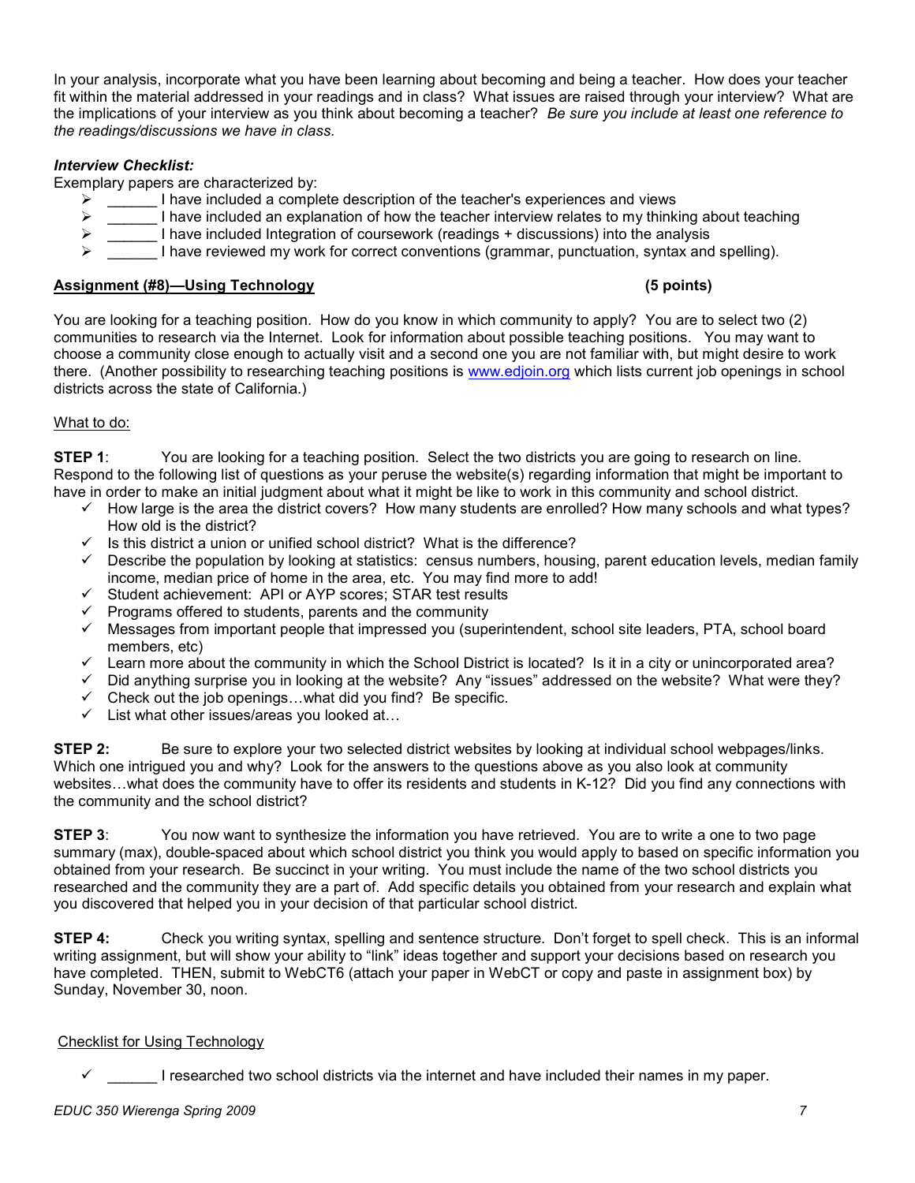In your analysis, incorporate what you have been learning about becoming and being a teacher. How does your teacher fit within the material addressed in your readings and in class? What issues are raised through your interview? What are the implications of your interview as you think about becoming a teacher? *Be sure you include at least one reference to the readings/discussions we have in class.*

***Interview Checklist:***

Exemplary papers are characterized by:

- ______ I have included a complete description of the teacher's experiences and views
- ______ I have included an explanation of how the teacher interview relates to my thinking about teaching
- ______ I have included Integration of coursework (readings + discussions) into the analysis
- ______ I have reviewed my work for correct conventions (grammar, punctuation, syntax and spelling).

**Assignment (#8)—Using Technology** **(5 points)**

You are looking for a teaching position. How do you know in which community to apply? You are to select two (2) communities to research via the Internet. Look for information about possible teaching positions. You may want to choose a community close enough to actually visit and a second one you are not familiar with, but might desire to work there. (Another possibility to researching teaching positions is www.edjoin.org which lists current job openings in school districts across the state of California.)

What to do:

**STEP 1**: You are looking for a teaching position. Select the two districts you are going to research on line. Respond to the following list of questions as your peruse the website(s) regarding information that might be important to have in order to make an initial judgment about what it might be like to work in this community and school district.

- ✓ How large is the area the district covers? How many students are enrolled? How many schools and what types? How old is the district?
- ✓ Is this district a union or unified school district? What is the difference?
- ✓ Describe the population by looking at statistics: census numbers, housing, parent education levels, median family income, median price of home in the area, etc. You may find more to add!
- ✓ Student achievement: API or AYP scores; STAR test results
- ✓ Programs offered to students, parents and the community
- ✓ Messages from important people that impressed you (superintendent, school site leaders, PTA, school board members, etc)
- ✓ Learn more about the community in which the School District is located? Is it in a city or unincorporated area?
- ✓ Did anything surprise you in looking at the website? Any "issues" addressed on the website? What were they?
- ✓ Check out the job openings…what did you find? Be specific.
- ✓ List what other issues/areas you looked at…

**STEP 2:** Be sure to explore your two selected district websites by looking at individual school webpages/links. Which one intrigued you and why? Look for the answers to the questions above as you also look at community websites…what does the community have to offer its residents and students in K-12? Did you find any connections with the community and the school district?

**STEP 3**: You now want to synthesize the information you have retrieved. You are to write a one to two page summary (max), double-spaced about which school district you think you would apply to based on specific information you obtained from your research. Be succinct in your writing. You must include the name of the two school districts you researched and the community they are a part of. Add specific details you obtained from your research and explain what you discovered that helped you in your decision of that particular school district.

**STEP 4:** Check you writing syntax, spelling and sentence structure. Don't forget to spell check. This is an informal writing assignment, but will show your ability to "link" ideas together and support your decisions based on research you have completed. THEN, submit to WebCT6 (attach your paper in WebCT or copy and paste in assignment box) by Sunday, November 30, noon.

Checklist for Using Technology

- ✓ ______ I researched two school districts via the internet and have included their names in my paper.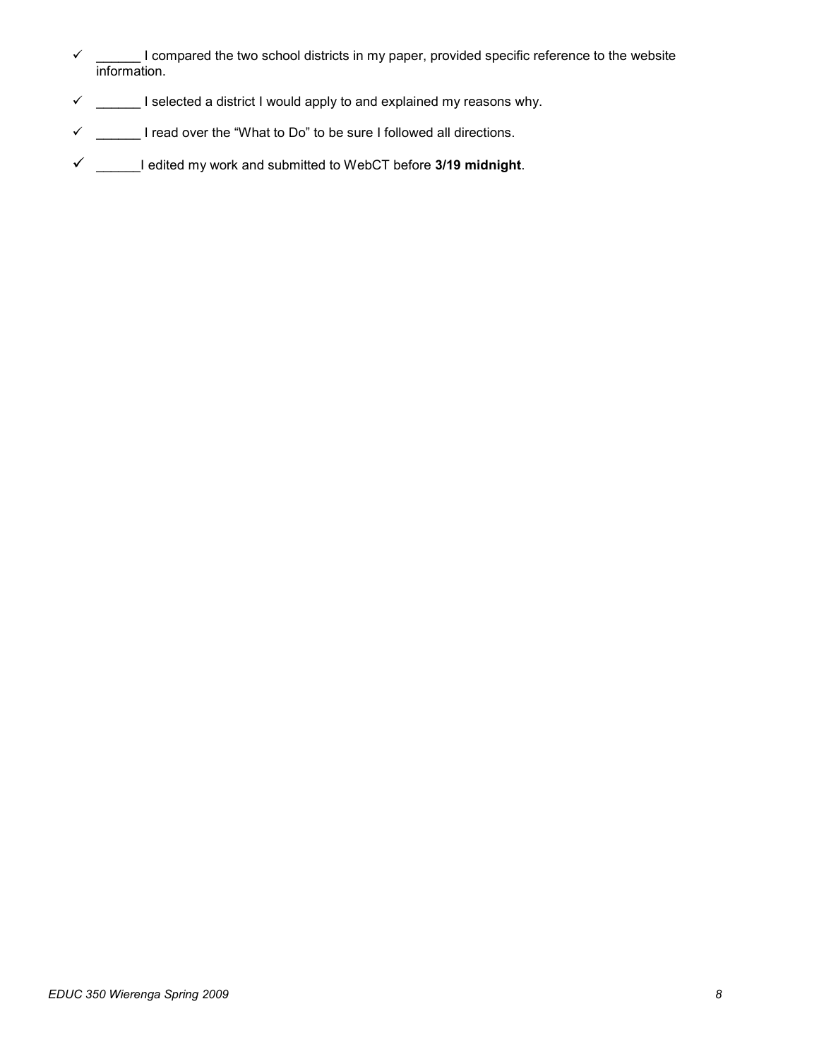- ✓ ______ I compared the two school districts in my paper, provided specific reference to the website information.
- ✓ ______ I selected a district I would apply to and explained my reasons why.
- ✓ ______ I read over the "What to Do" to be sure I followed all directions.
- ✓ ______I edited my work and submitted to WebCT before **3/19 midnight**.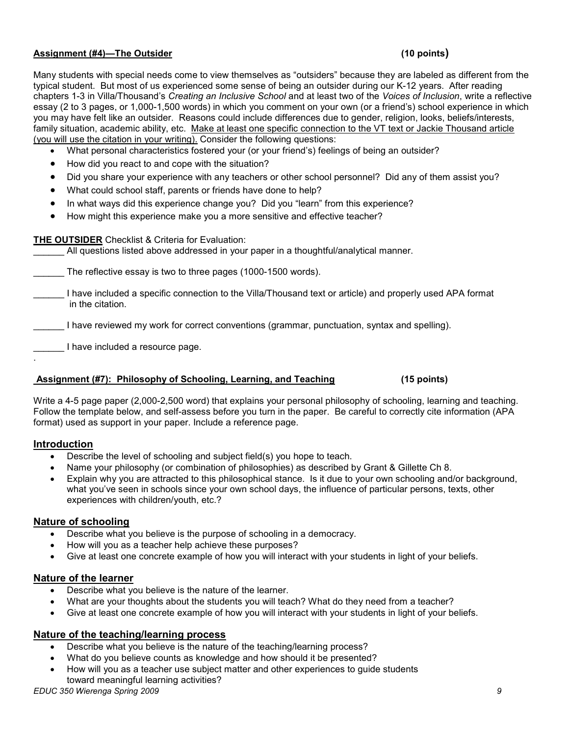**Assignment (#4)—The Outsider (10 points)**

Many students with special needs come to view themselves as "outsiders" because they are labeled as different from the typical student. But most of us experienced some sense of being an outsider during our K-12 years. After reading chapters 1-3 in Villa/Thousand's *Creating an Inclusive School* and at least two of the *Voices of Inclusion*, write a reflective essay (2 to 3 pages, or 1,000-1,500 words) in which you comment on your own (or a friend's) school experience in which you may have felt like an outsider. Reasons could include differences due to gender, religion, looks, beliefs/interests, family situation, academic ability, etc. <u>Make at least one specific connection to the VT text or Jackie Thousand article (you will use the citation in your writing).</u> Consider the following questions:

- What personal characteristics fostered your (or your friend's) feelings of being an outsider?
- How did you react to and cope with the situation?
- Did you share your experience with any teachers or other school personnel? Did any of them assist you?
- What could school staff, parents or friends have done to help?
- In what ways did this experience change you? Did you "learn" from this experience?
- How might this experience make you a more sensitive and effective teacher?

**<u>THE OUTSIDER</u>** Checklist & Criteria for Evaluation:

______ All questions listed above addressed in your paper in a thoughtful/analytical manner.

______ The reflective essay is two to three pages (1000-1500 words).

______ I have included a specific connection to the Villa/Thousand text or article) and properly used APA format in the citation.

______ I have reviewed my work for correct conventions (grammar, punctuation, syntax and spelling).

______ I have included a resource page.

.

**<u>Assignment (#7): Philosophy of Schooling, Learning, and Teaching</u> (15 points)**

Write a 4-5 page paper (2,000-2,500 word) that explains your personal philosophy of schooling, learning and teaching. Follow the template below, and self-assess before you turn in the paper. Be careful to correctly cite information (APA format) used as support in your paper. Include a reference page.

## <u>Introduction</u>

- Describe the level of schooling and subject field(s) you hope to teach.
- Name your philosophy (or combination of philosophies) as described by Grant & Gillette Ch 8.
- Explain why you are attracted to this philosophical stance. Is it due to your own schooling and/or background, what you've seen in schools since your own school days, the influence of particular persons, texts, other experiences with children/youth, etc.?

## <u>Nature of schooling</u>

- Describe what you believe is the purpose of schooling in a democracy.
- How will you as a teacher help achieve these purposes?
- Give at least one concrete example of how you will interact with your students in light of your beliefs.

## <u>Nature of the learner</u>

- Describe what you believe is the nature of the learner.
- What are your thoughts about the students you will teach? What do they need from a teacher?
- Give at least one concrete example of how you will interact with your students in light of your beliefs.

## <u>Nature of the teaching/learning process</u>

- Describe what you believe is the nature of the teaching/learning process?
- What do you believe counts as knowledge and how should it be presented?
- How will you as a teacher use subject matter and other experiences to guide students toward meaningful learning activities?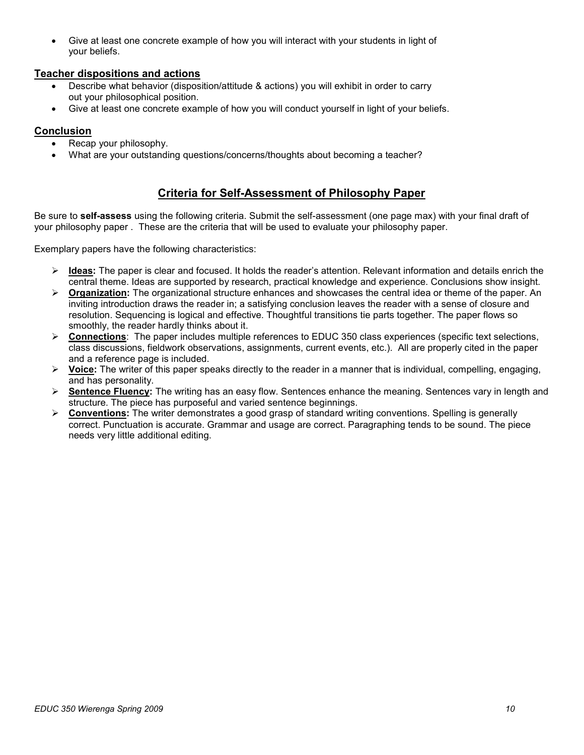- Give at least one concrete example of how you will interact with your students in light of your beliefs.

## Teacher dispositions and actions

- Describe what behavior (disposition/attitude & actions) you will exhibit in order to carry out your philosophical position.
- Give at least one concrete example of how you will conduct yourself in light of your beliefs.

## Conclusion

- Recap your philosophy.
- What are your outstanding questions/concerns/thoughts about becoming a teacher?

## Criteria for Self-Assessment of Philosophy Paper

Be sure to **self-assess** using the following criteria. Submit the self-assessment (one page max) with your final draft of your philosophy paper . These are the criteria that will be used to evaluate your philosophy paper.

Exemplary papers have the following characteristics:

- **Ideas:** The paper is clear and focused. It holds the reader's attention. Relevant information and details enrich the central theme. Ideas are supported by research, practical knowledge and experience. Conclusions show insight.
- **Organization:** The organizational structure enhances and showcases the central idea or theme of the paper. An inviting introduction draws the reader in; a satisfying conclusion leaves the reader with a sense of closure and resolution. Sequencing is logical and effective. Thoughtful transitions tie parts together. The paper flows so smoothly, the reader hardly thinks about it.
- **Connections**: The paper includes multiple references to EDUC 350 class experiences (specific text selections, class discussions, fieldwork observations, assignments, current events, etc.). All are properly cited in the paper and a reference page is included.
- **Voice:** The writer of this paper speaks directly to the reader in a manner that is individual, compelling, engaging, and has personality.
- **Sentence Fluency:** The writing has an easy flow. Sentences enhance the meaning. Sentences vary in length and structure. The piece has purposeful and varied sentence beginnings.
- **Conventions:** The writer demonstrates a good grasp of standard writing conventions. Spelling is generally correct. Punctuation is accurate. Grammar and usage are correct. Paragraphing tends to be sound. The piece needs very little additional editing.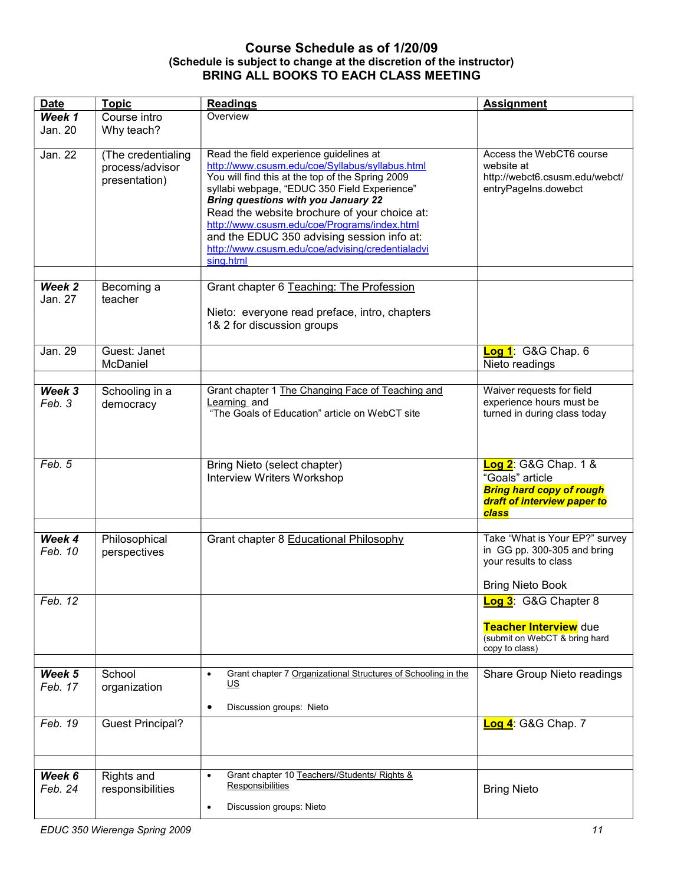## Course Schedule as of 1/20/09

**(Schedule is subject to change at the discretion of the instructor)**

**BRING ALL BOOKS TO EACH CLASS MEETING**

| Date | Topic | Readings | Assignment |
|---|---|---|---|
| ***Week 1*** Jan. 20 | Course intro Why teach? | Overview | |
| Jan. 22 | (The credentialing process/advisor presentation) | Read the field experience guidelines at http://www.csusm.edu/coe/Syllabus/syllabus.html You will find this at the top of the Spring 2009 syllabi webpage, "EDUC 350 Field Experience" ***Bring questions with you January 22*** Read the website brochure of your choice at: http://www.csusm.edu/coe/Programs/index.html and the EDUC 350 advising session info at: http://www.csusm.edu/coe/advising/credentialadvising.html | Access the WebCT6 course website at http://webct6.csusm.edu/webct/entryPageIns.dowebct |
| | | | |
| ***Week 2*** Jan. 27 | Becoming a teacher | Grant chapter 6 Teaching: The Profession<br><br>Nieto: everyone read preface, intro, chapters 1& 2 for discussion groups | |
| Jan. 29 | Guest: Janet McDaniel | | **Log 1**: G&G Chap. 6 Nieto readings |
| | | | |
| ***Week 3*** *Feb. 3* | Schooling in a democracy | Grant chapter 1 The Changing Face of Teaching and Learning and "The Goals of Education" article on WebCT site | Waiver requests for field experience hours must be turned in during class today |
| *Feb. 5* | | Bring Nieto (select chapter) Interview Writers Workshop | **Log 2**: G&G Chap. 1 & "Goals" article ***Bring hard copy of rough draft of interview paper to class*** |
| | | | |
| ***Week 4*** *Feb. 10* | Philosophical perspectives | Grant chapter 8 Educational Philosophy | Take "What is Your EP?" survey in GG pp. 300-305 and bring your results to class<br><br>Bring Nieto Book |
| *Feb. 12* | | | **Log 3**: G&G Chapter 8<br><br>**Teacher Interview** due (submit on WebCT & bring hard copy to class) |
| | | | |
| ***Week 5*** *Feb. 17* | School organization | • Grant chapter 7 Organizational Structures of Schooling in the US<br>• Discussion groups: Nieto | Share Group Nieto readings |
| *Feb. 19* | Guest Principal? | | **Log 4**: G&G Chap. 7 |
| | | | |
| ***Week 6*** *Feb. 24* | Rights and responsibilities | • Grant chapter 10 Teachers//Students/ Rights & Responsibilities<br>• Discussion groups: Nieto | Bring Nieto |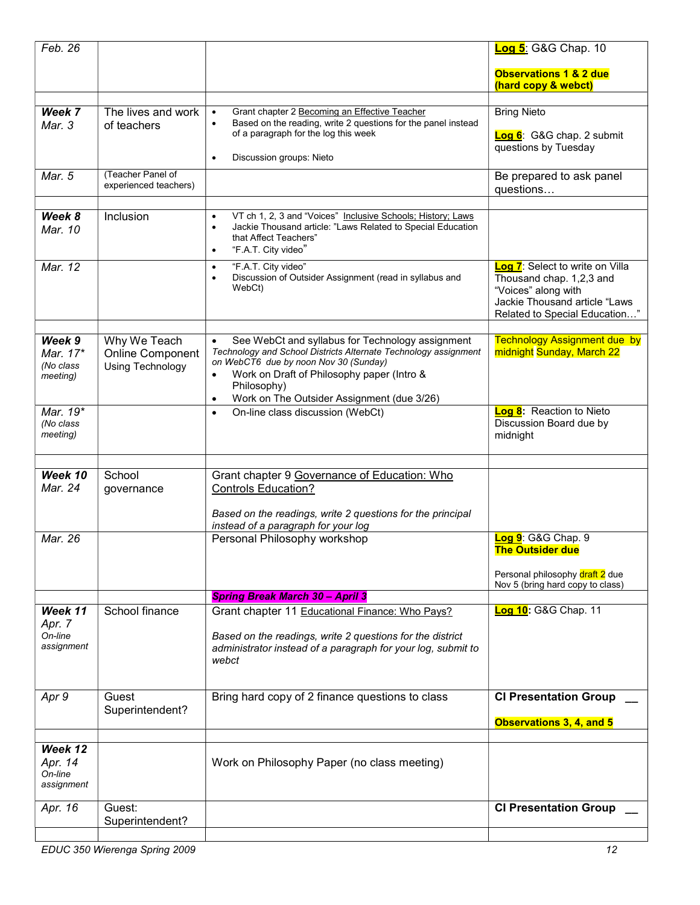| | | | |
|---|---|---|---|
| *Feb. 26* | | | **Log 5**: G&G Chap. 10<br><br>**Observations 1 & 2 due (hard copy & webct)** |
| | | | |
| ***Week 7***<br>*Mar. 3* | The lives and work of teachers | • Grant chapter 2 Becoming an Effective Teacher<br>• Based on the reading, write 2 questions for the panel instead of a paragraph for the log this week<br><br>• Discussion groups: Nieto | Bring Nieto<br><br>**Log 6**: G&G chap. 2 submit questions by Tuesday |
| *Mar. 5* | (Teacher Panel of experienced teachers) | | Be prepared to ask panel questions… |
| | | | |
| ***Week 8***<br>*Mar. 10* | Inclusion | • VT ch 1, 2, 3 and "Voices" Inclusive Schools; History; Laws<br>• Jackie Thousand article: "Laws Related to Special Education that Affect Teachers"<br>• "F.A.T. City video" | |
| *Mar. 12* | | • "F.A.T. City video"<br>• Discussion of Outsider Assignment (read in syllabus and WebCt) | **Log 7**: Select to write on Villa Thousand chap. 1,2,3 and "Voices" along with Jackie Thousand article "Laws Related to Special Education…" |
| | | | |
| ***Week 9***<br>*Mar. 17\**<br>*(No class meeting)* | Why We Teach Online Component Using Technology | • See WebCt and syllabus for Technology assignment<br>*Technology and School Districts Alternate Technology assignment on WebCT6 due by noon Nov 30 (Sunday)*<br>• Work on Draft of Philosophy paper (Intro & Philosophy)<br>• Work on The Outsider Assignment (due 3/26) | Technology Assignment due by midnight Sunday, March 22 |
| *Mar. 19\**<br>*(No class meeting)* | | • On-line class discussion (WebCt) | **Log 8**: Reaction to Nieto Discussion Board due by midnight |
| | | | |
| ***Week 10***<br>*Mar. 24* | School governance | Grant chapter 9 Governance of Education: Who Controls Education?<br><br>*Based on the readings, write 2 questions for the principal instead of a paragraph for your log* | |
| *Mar. 26* | | Personal Philosophy workshop | **Log 9**: G&G Chap. 9<br>**The Outsider due**<br><br>Personal philosophy draft 2 due Nov 5 (bring hard copy to class) |
| | | ***Spring Break March 30 – April 3*** | |
| ***Week 11***<br>*Apr. 7*<br>*On-line assignment* | School finance | Grant chapter 11 Educational Finance: Who Pays?<br><br>*Based on the readings, write 2 questions for the district administrator instead of a paragraph for your log, submit to webct* | **Log 10**: G&G Chap. 11 |
| *Apr 9* | Guest Superintendent? | Bring hard copy of 2 finance questions to class | **CI Presentation Group \_\_**<br><br>**Observations 3, 4, and 5** |
| | | | |
| ***Week 12***<br>*Apr. 14*<br>*On-line assignment* | | Work on Philosophy Paper (no class meeting) | |
| *Apr. 16* | Guest: Superintendent? | | **CI Presentation Group \_\_** |
| | | | |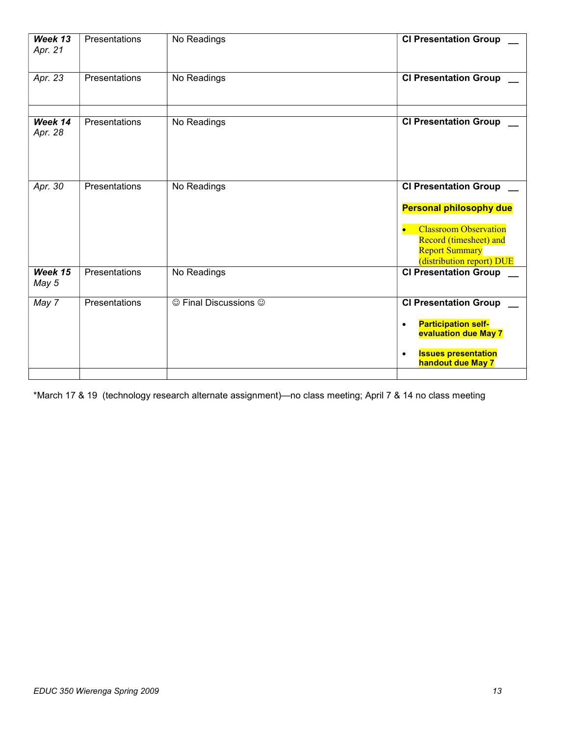| | | | |
|---|---|---|---|
| ***Week 13*** *Apr. 21* | Presentations | No Readings | **CI Presentation Group \_\_** |
| *Apr. 23* | Presentations | No Readings | **CI Presentation Group \_\_** |
| | | | |
| ***Week 14*** *Apr. 28* | Presentations | No Readings | **CI Presentation Group \_\_** |
| *Apr. 30* | Presentations | No Readings | **CI Presentation Group \_\_** <br><br> **Personal philosophy due** <br><br> • Classroom Observation Record (timesheet) and Report Summary (distribution report) DUE |
| ***Week 15*** *May 5* | Presentations | No Readings | **CI Presentation Group \_\_** |
| *May 7* | Presentations | ☺ Final Discussions ☺ | **CI Presentation Group \_\_** <br><br> • **Participation self-evaluation due May 7** <br><br> • **Issues presentation handout due May 7** |
| | | | |

*March 17 & 19 (technology research alternate assignment)—no class meeting; April 7 & 14 no class meeting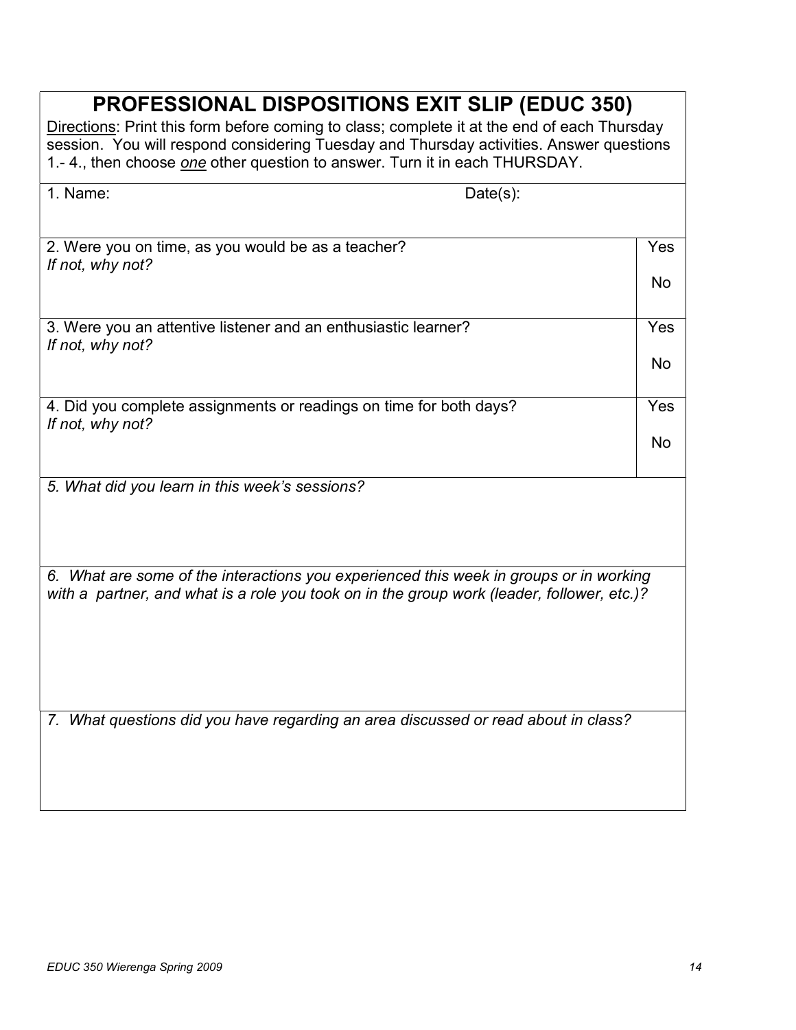# PROFESSIONAL DISPOSITIONS EXIT SLIP (EDUC 350)

Directions: Print this form before coming to class; complete it at the end of each Thursday session. You will respond considering Tuesday and Thursday activities. Answer questions 1.- 4., then choose *one* other question to answer. Turn it in each THURSDAY.

| | |
|---|---|
| 1. Name: Date(s): | |
| 2. Were you on time, as you would be as a teacher?<br>*If not, why not?* | Yes<br><br>No |
| 3. Were you an attentive listener and an enthusiastic learner?<br>*If not, why not?* | Yes<br><br>No |
| 4. Did you complete assignments or readings on time for both days?<br>*If not, why not?* | Yes<br><br>No |
| *5. What did you learn in this week's sessions?* | |
| *6. What are some of the interactions you experienced this week in groups or in working with a partner, and what is a role you took on in the group work (leader, follower, etc.)?* | |
| *7. What questions did you have regarding an area discussed or read about in class?* | |